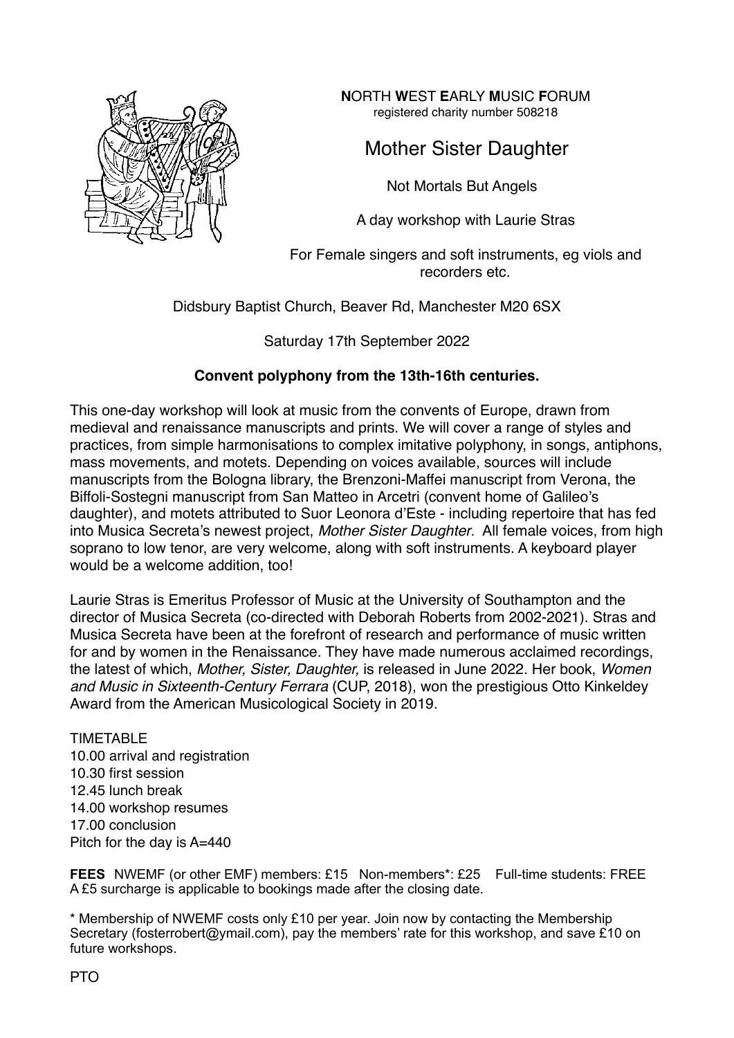**N**ORTH **W**EST **E**ARLY **M**USIC **F**ORUM
registered charity number 508218

# Mother Sister Daughter

Not Mortals But Angels

A day workshop with Laurie Stras

For Female singers and soft instruments, eg viols and recorders etc.

Didsbury Baptist Church, Beaver Rd, Manchester M20 6SX

Saturday 17th September 2022

**Convent polyphony from the 13th-16th centuries.**

This one-day workshop will look at music from the convents of Europe, drawn from medieval and renaissance manuscripts and prints. We will cover a range of styles and practices, from simple harmonisations to complex imitative polyphony, in songs, antiphons, mass movements, and motets. Depending on voices available, sources will include manuscripts from the Bologna library, the Brenzoni-Maffei manuscript from Verona, the Biffoli-Sostegni manuscript from San Matteo in Arcetri (convent home of Galileo's daughter), and motets attributed to Suor Leonora d'Este - including repertoire that has fed into Musica Secreta's newest project, *Mother Sister Daughter*. All female voices, from high soprano to low tenor, are very welcome, along with soft instruments. A keyboard player would be a welcome addition, too!

Laurie Stras is Emeritus Professor of Music at the University of Southampton and the director of Musica Secreta (co-directed with Deborah Roberts from 2002-2021). Stras and Musica Secreta have been at the forefront of research and performance of music written for and by women in the Renaissance. They have made numerous acclaimed recordings, the latest of which, *Mother, Sister, Daughter,* is released in June 2022. Her book, *Women and Music in Sixteenth-Century Ferrara* (CUP, 2018), won the prestigious Otto Kinkeldey Award from the American Musicological Society in 2019.

TIMETABLE
10.00 arrival and registration
10.30 first session
12.45 lunch break
14.00 workshop resumes
17.00 conclusion
Pitch for the day is A=440

**FEES** NWEMF (or other EMF) members: £15 Non-members*: £25 Full-time students: FREE
A £5 surcharge is applicable to bookings made after the closing date.

* Membership of NWEMF costs only £10 per year. Join now by contacting the Membership Secretary (fosterrobert@ymail.com), pay the members' rate for this workshop, and save £10 on future workshops.

PTO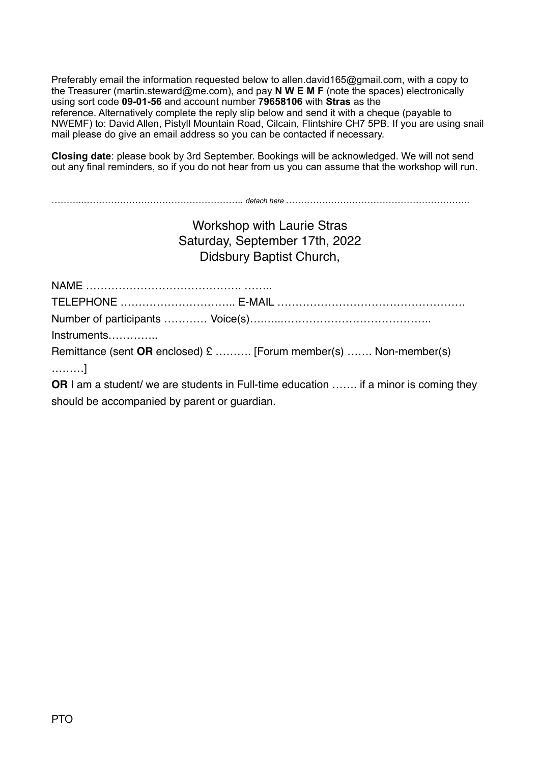Preferably email the information requested below to allen.david165@gmail.com, with a copy to the Treasurer (martin.steward@me.com), and pay **N W E M F** (note the spaces) electronically using sort code **09-01-56** and account number **79658106** with **Stras** as the reference. Alternatively complete the reply slip below and send it with a cheque (payable to NWEMF) to: David Allen, Pistyll Mountain Road, Cilcain, Flintshire CH7 5PB. If you are using snail mail please do give an email address so you can be contacted if necessary.

**Closing date**: please book by 3rd September. Bookings will be acknowledged. We will not send out any final reminders, so if you do not hear from us you can assume that the workshop will run.

……….…………………………………………….. *detach here* …………………………………………………….

Workshop with Laurie Stras
Saturday, September 17th, 2022
Didsbury Baptist Church,

NAME ……………………………………. ……..

TELEPHONE ………………………….. E-MAIL …………………………………………….

Number of participants ………… Voice(s)….…..…………………………………..

Instruments…………..

Remittance (sent **OR** enclosed) £ ………. [Forum member(s) ……. Non-member(s) ………]

**OR** I am a student/ we are students in Full-time education ……. if a minor is coming they should be accompanied by parent or guardian.

PTO